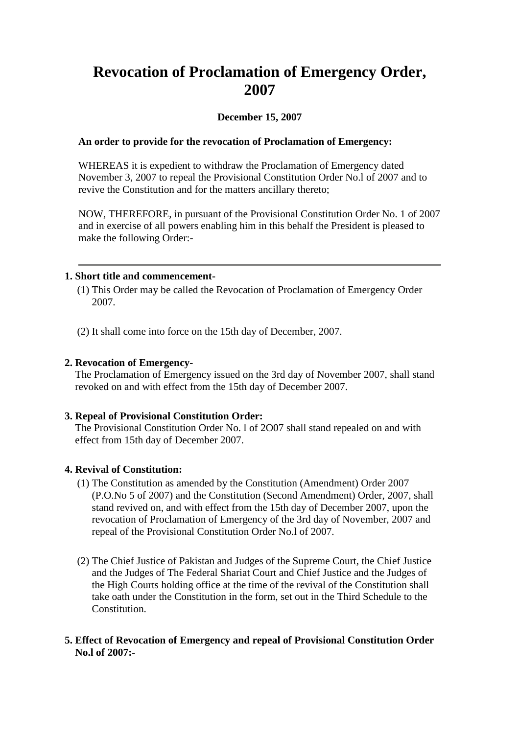# Revocation of Proclamation of Emergency Order, 2007

**December 15, 2007**

**An order to provide for the revocation of Proclamation of Emergency:**

WHEREAS it is expedient to withdraw the Proclamation of Emergency dated November 3, 2007 to repeal the Provisional Constitution Order No.l of 2007 and to revive the Constitution and for the matters ancillary thereto;

NOW, THEREFORE, in pursuant of the Provisional Constitution Order No. 1 of 2007 and in exercise of all powers enabling him in this behalf the President is pleased to make the following Order:-

---

**1. Short title and commencement-**

(1) This Order may be called the Revocation of Proclamation of Emergency Order 2007.

(2) It shall come into force on the 15th day of December, 2007.

**2. Revocation of Emergency-**

The Proclamation of Emergency issued on the 3rd day of November 2007, shall stand revoked on and with effect from the 15th day of December 2007.

**3. Repeal of Provisional Constitution Order:**

The Provisional Constitution Order No. l of 2O07 shall stand repealed on and with effect from 15th day of December 2007.

**4. Revival of Constitution:**

(1) The Constitution as amended by the Constitution (Amendment) Order 2007 (P.O.No 5 of 2007) and the Constitution (Second Amendment) Order, 2007, shall stand revived on, and with effect from the 15th day of December 2007, upon the revocation of Proclamation of Emergency of the 3rd day of November, 2007 and repeal of the Provisional Constitution Order No.l of 2007.

(2) The Chief Justice of Pakistan and Judges of the Supreme Court, the Chief Justice and the Judges of The Federal Shariat Court and Chief Justice and the Judges of the High Courts holding office at the time of the revival of the Constitution shall take oath under the Constitution in the form, set out in the Third Schedule to the Constitution.

**5. Effect of Revocation of Emergency and repeal of Provisional Constitution Order No.l of 2007:-**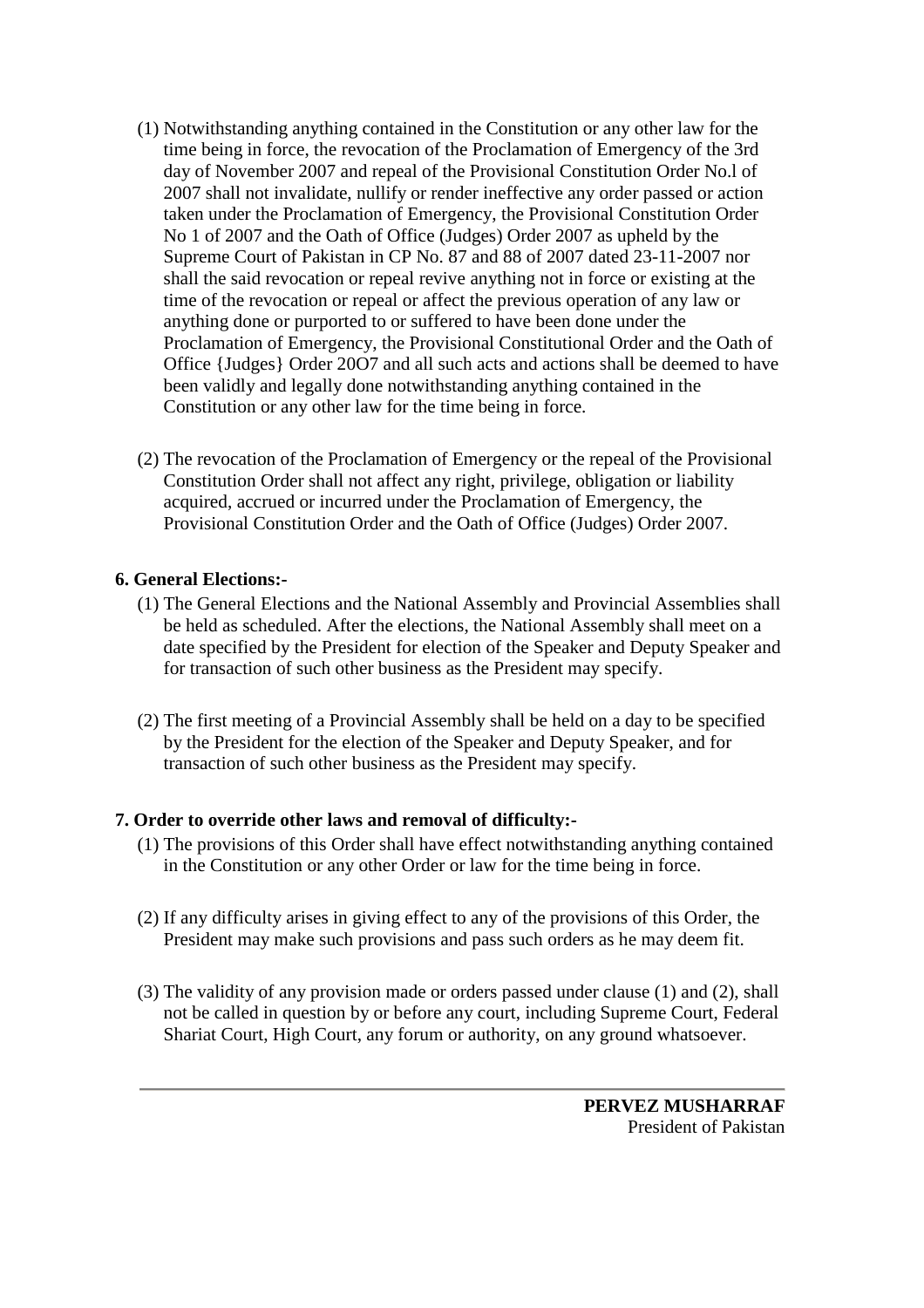(1) Notwithstanding anything contained in the Constitution or any other law for the time being in force, the revocation of the Proclamation of Emergency of the 3rd day of November 2007 and repeal of the Provisional Constitution Order No.l of 2007 shall not invalidate, nullify or render ineffective any order passed or action taken under the Proclamation of Emergency, the Provisional Constitution Order No 1 of 2007 and the Oath of Office (Judges) Order 2007 as upheld by the Supreme Court of Pakistan in CP No. 87 and 88 of 2007 dated 23-11-2007 nor shall the said revocation or repeal revive anything not in force or existing at the time of the revocation or repeal or affect the previous operation of any law or anything done or purported to or suffered to have been done under the Proclamation of Emergency, the Provisional Constitutional Order and the Oath of Office {Judges} Order 20O7 and all such acts and actions shall be deemed to have been validly and legally done notwithstanding anything contained in the Constitution or any other law for the time being in force.

(2) The revocation of the Proclamation of Emergency or the repeal of the Provisional Constitution Order shall not affect any right, privilege, obligation or liability acquired, accrued or incurred under the Proclamation of Emergency, the Provisional Constitution Order and the Oath of Office (Judges) Order 2007.

**6. General Elections:-**

(1) The General Elections and the National Assembly and Provincial Assemblies shall be held as scheduled. After the elections, the National Assembly shall meet on a date specified by the President for election of the Speaker and Deputy Speaker and for transaction of such other business as the President may specify.

(2) The first meeting of a Provincial Assembly shall be held on a day to be specified by the President for the election of the Speaker and Deputy Speaker, and for transaction of such other business as the President may specify.

**7. Order to override other laws and removal of difficulty:-**

(1) The provisions of this Order shall have effect notwithstanding anything contained in the Constitution or any other Order or law for the time being in force.

(2) If any difficulty arises in giving effect to any of the provisions of this Order, the President may make such provisions and pass such orders as he may deem fit.

(3) The validity of any provision made or orders passed under clause (1) and (2), shall not be called in question by or before any court, including Supreme Court, Federal Shariat Court, High Court, any forum or authority, on any ground whatsoever.

---

**PERVEZ MUSHARRAF**
President of Pakistan